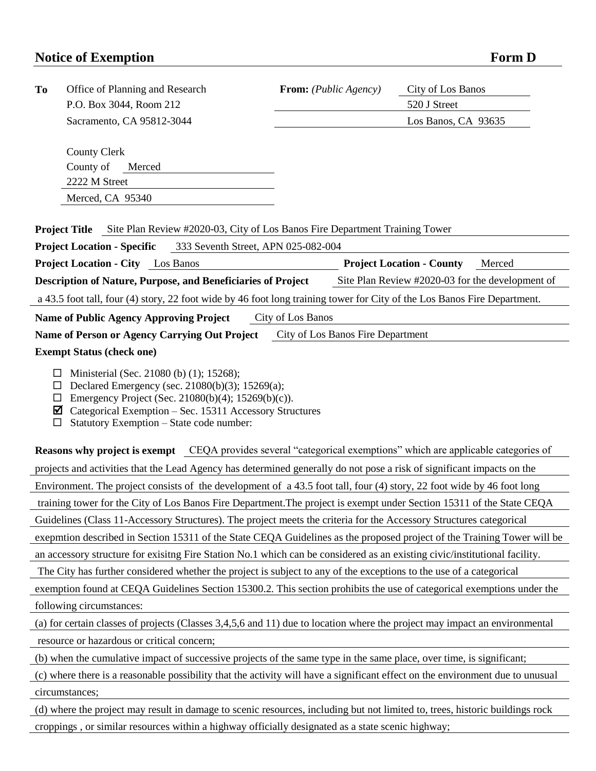## Notice of Exemption **Form D**

**To** Office of Planning and Research
P.O. Box 3044, Room 212
Sacramento, CA 95812-3044

County Clerk
County of Merced
2222 M Street
Merced, CA 95340

**From:** *(Public Agency)* City of Los Banos
520 J Street
Los Banos, CA 93635

**Project Title** Site Plan Review #2020-03, City of Los Banos Fire Department Training Tower

**Project Location - Specific** 333 Seventh Street, APN 025-082-004

**Project Location - City** Los Banos **Project Location - County** Merced

**Description of Nature, Purpose, and Beneficiaries of Project** Site Plan Review #2020-03 for the development of a 43.5 foot tall, four (4) story, 22 foot wide by 46 foot long training tower for City of the Los Banos Fire Department.

**Name of Public Agency Approving Project** City of Los Banos

**Name of Person or Agency Carrying Out Project** City of Los Banos Fire Department

**Exempt Status (check one)**

- ☐ Ministerial (Sec. 21080 (b) (1); 15268);
- ☐ Declared Emergency (sec. 21080(b)(3); 15269(a);
- ☐ Emergency Project (Sec. 21080(b)(4); 15269(b)(c)).
- ☑ Categorical Exemption – Sec. 15311 Accessory Structures
- ☐ Statutory Exemption – State code number:

**Reasons why project is exempt** CEQA provides several "categorical exemptions" which are applicable categories of projects and activities that the Lead Agency has determined generally do not pose a risk of significant impacts on the Environment. The project consists of the development of a 43.5 foot tall, four (4) story, 22 foot wide by 46 foot long training tower for the City of Los Banos Fire Department.The project is exempt under Section 15311 of the State CEQA Guidelines (Class 11-Accessory Structures). The project meets the criteria for the Accessory Structures categorical exepmtion described in Section 15311 of the State CEQA Guidelines as the proposed project of the Training Tower will be an accessory structure for exisitng Fire Station No.1 which can be considered as an existing civic/institutional facility. The City has further considered whether the project is subject to any of the exceptions to the use of a categorical exemption found at CEQA Guidelines Section 15300.2. This section prohibits the use of categorical exemptions under the following circumstances:

(a) for certain classes of projects (Classes 3,4,5,6 and 11) due to location where the project may impact an environmental resource or hazardous or critical concern;

(b) when the cumulative impact of successive projects of the same type in the same place, over time, is significant;

(c) where there is a reasonable possibility that the activity will have a significant effect on the environment due to unusual circumstances;

(d) where the project may result in damage to scenic resources, including but not limited to, trees, historic buildings rock croppings , or similar resources within a highway officially designated as a state scenic highway;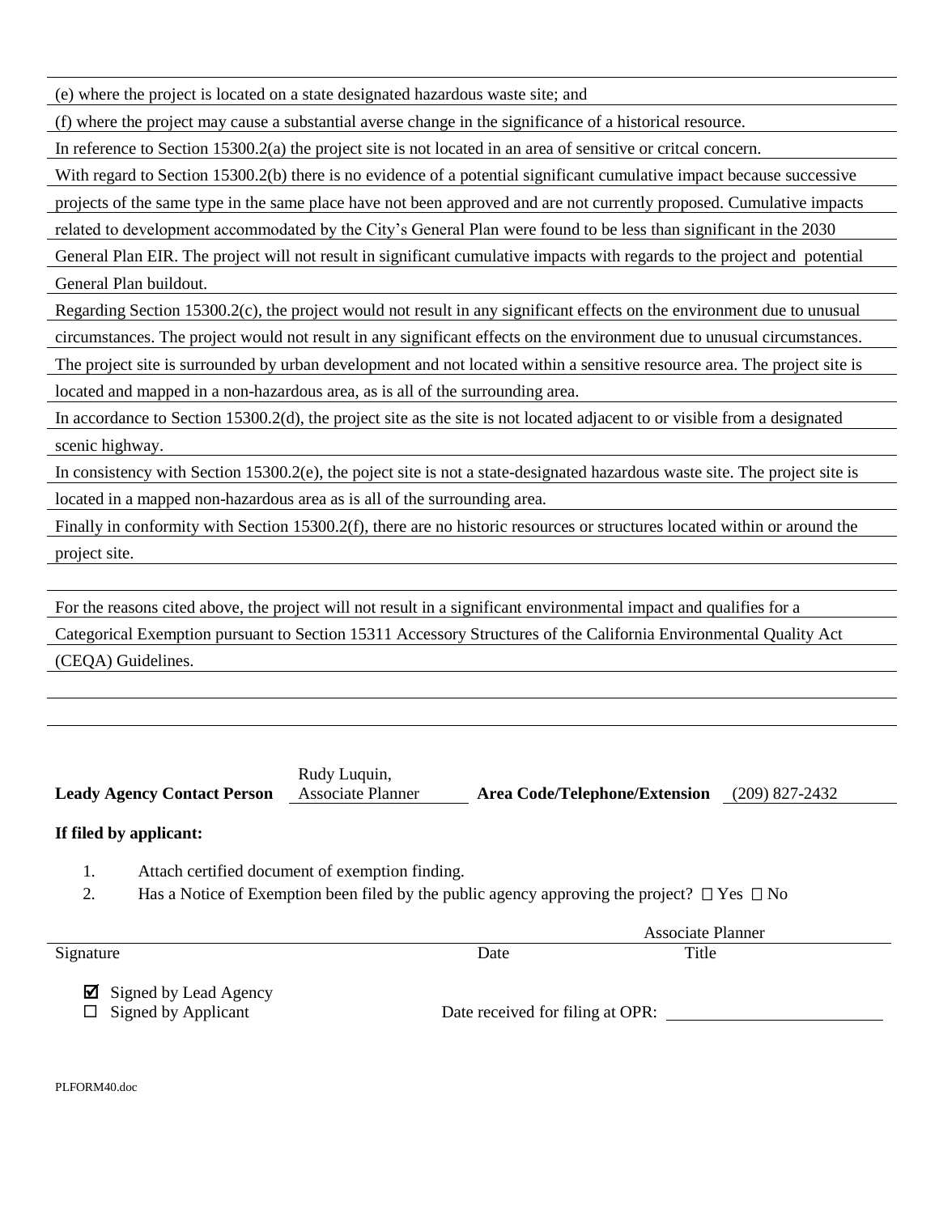(e) where the project is located on a state designated hazardous waste site; and

(f) where the project may cause a substantial averse change in the significance of a historical resource.

In reference to Section 15300.2(a) the project site is not located in an area of sensitive or critcal concern.

With regard to Section 15300.2(b) there is no evidence of a potential significant cumulative impact because successive projects of the same type in the same place have not been approved and are not currently proposed. Cumulative impacts related to development accommodated by the City's General Plan were found to be less than significant in the 2030 General Plan EIR. The project will not result in significant cumulative impacts with regards to the project and potential General Plan buildout.

Regarding Section 15300.2(c), the project would not result in any significant effects on the environment due to unusual circumstances. The project would not result in any significant effects on the environment due to unusual circumstances. The project site is surrounded by urban development and not located within a sensitive resource area. The project site is located and mapped in a non-hazardous area, as is all of the surrounding area.

In accordance to Section 15300.2(d), the project site as the site is not located adjacent to or visible from a designated scenic highway.

In consistency with Section 15300.2(e), the poject site is not a state-designated hazardous waste site. The project site is located in a mapped non-hazardous area as is all of the surrounding area.

Finally in conformity with Section 15300.2(f), there are no historic resources or structures located within or around the project site.

For the reasons cited above, the project will not result in a significant environmental impact and qualifies for a Categorical Exemption pursuant to Section 15311 Accessory Structures of the California Environmental Quality Act (CEQA) Guidelines.

**Leady Agency Contact Person** Rudy Luquin, Associate Planner **Area Code/Telephone/Extension** (209) 827-2432

**If filed by applicant:**

1. Attach certified document of exemption finding.
2. Has a Notice of Exemption been filed by the public agency approving the project? ☐ Yes ☐ No

Signature ____________________ Date ____________ Title Associate Planner

☑ Signed by Lead Agency
☐ Signed by Applicant

Date received for filing at OPR: ____________________

PLFORM40.doc